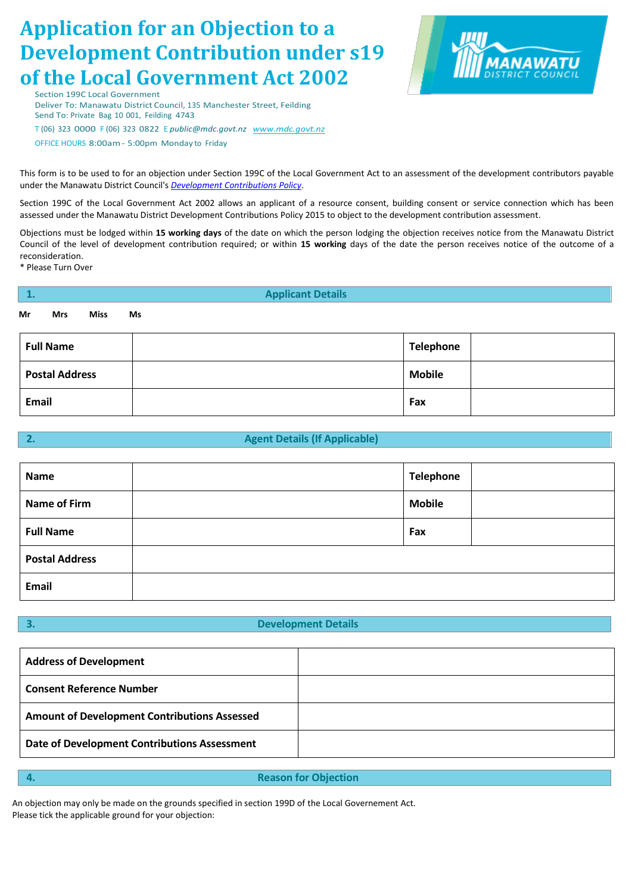# Application for an Objection to a Development Contribution under s19 of the Local Government Act 2002

Section 199C Local Government
Deliver To: Manawatu District Council, 135 Manchester Street, Feilding
Send To: Private Bag 10 001, Feilding 4743
T (06) 323 0000 F (06) 323 0822 E *public@mdc.govt.nz* *www.mdc.govt.nz*
OFFICE HOURS 8:00am - 5:00pm Monday to Friday

This form is to be used to for an objection under Section 199C of the Local Government Act to an assessment of the development contributors payable under the Manawatu District Council's *Development Contributions Policy*.

Section 199C of the Local Government Act 2002 allows an applicant of a resource consent, building consent or service connection which has been assessed under the Manawatu District Development Contributions Policy 2015 to object to the development contribution assessment.

Objections must be lodged within **15 working days** of the date on which the person lodging the objection receives notice from the Manawatu District Council of the level of development contribution required; or within **15 working** days of the date the person receives notice of the outcome of a reconsideration.
\* Please Turn Over

## 1. Applicant Details

**Mr** **Mrs** **Miss** **Ms**

| **Full Name** | | **Telephone** | |
|---|---|---|---|
| **Postal Address** | | **Mobile** | |
| **Email** | | **Fax** | |

## 2. Agent Details (If Applicable)

| **Name** | | **Telephone** | |
|---|---|---|---|
| **Name of Firm** | | **Mobile** | |
| **Full Name** | | **Fax** | |
| **Postal Address** | | | |
| **Email** | | | |

## 3. Development Details

| **Address of Development** | |
|---|---|
| **Consent Reference Number** | |
| **Amount of Development Contributions Assessed** | |
| **Date of Development Contributions Assessment** | |

## 4. Reason for Objection

An objection may only be made on the grounds specified in section 199D of the Local Governement Act.
Please tick the applicable ground for your objection: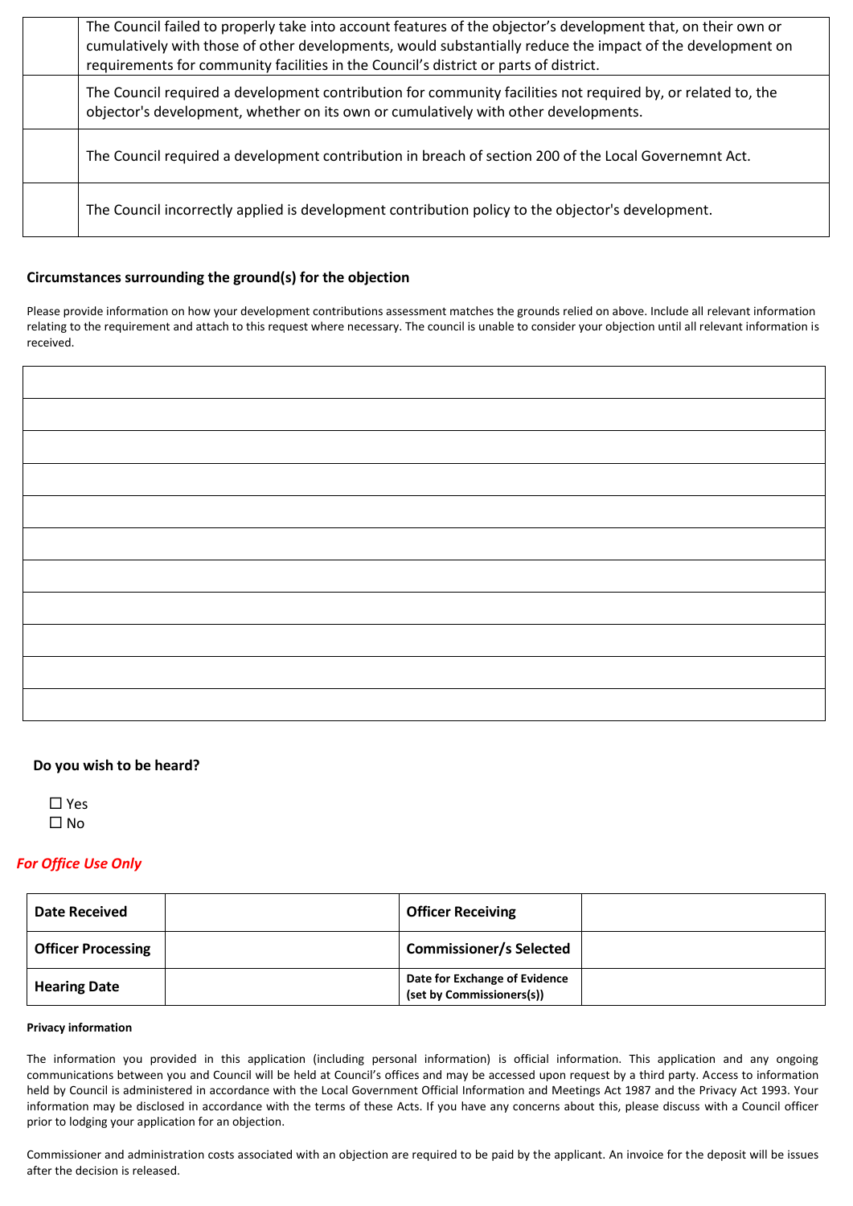| | |
|---|---|
| | The Council failed to properly take into account features of the objector's development that, on their own or cumulatively with those of other developments, would substantially reduce the impact of the development on requirements for community facilities in the Council's district or parts of district. |
| | The Council required a development contribution for community facilities not required by, or related to, the objector's development, whether on its own or cumulatively with other developments. |
| | The Council required a development contribution in breach of section 200 of the Local Governemnt Act. |
| | The Council incorrectly applied is development contribution policy to the objector's development. |

### Circumstances surrounding the ground(s) for the objection

Please provide information on how your development contributions assessment matches the grounds relied on above. Include all relevant information relating to the requirement and attach to this request where necessary. The council is unable to consider your objection until all relevant information is received.

| |
|---|
| |
| |
| |
| |
| |
| |
| |
| |
| |
| |

### Do you wish to be heard?

☐ Yes
☐ No

### *For Office Use Only*

| | | | |
|---|---|---|---|
| **Date Received** | | **Officer Receiving** | |
| **Officer Processing** | | **Commissioner/s Selected** | |
| **Hearing Date** | | **Date for Exchange of Evidence (set by Commissioners(s))** | |

**Privacy information**

The information you provided in this application (including personal information) is official information. This application and any ongoing communications between you and Council will be held at Council's offices and may be accessed upon request by a third party. Access to information held by Council is administered in accordance with the Local Government Official Information and Meetings Act 1987 and the Privacy Act 1993. Your information may be disclosed in accordance with the terms of these Acts. If you have any concerns about this, please discuss with a Council officer prior to lodging your application for an objection.

Commissioner and administration costs associated with an objection are required to be paid by the applicant. An invoice for the deposit will be issues after the decision is released.